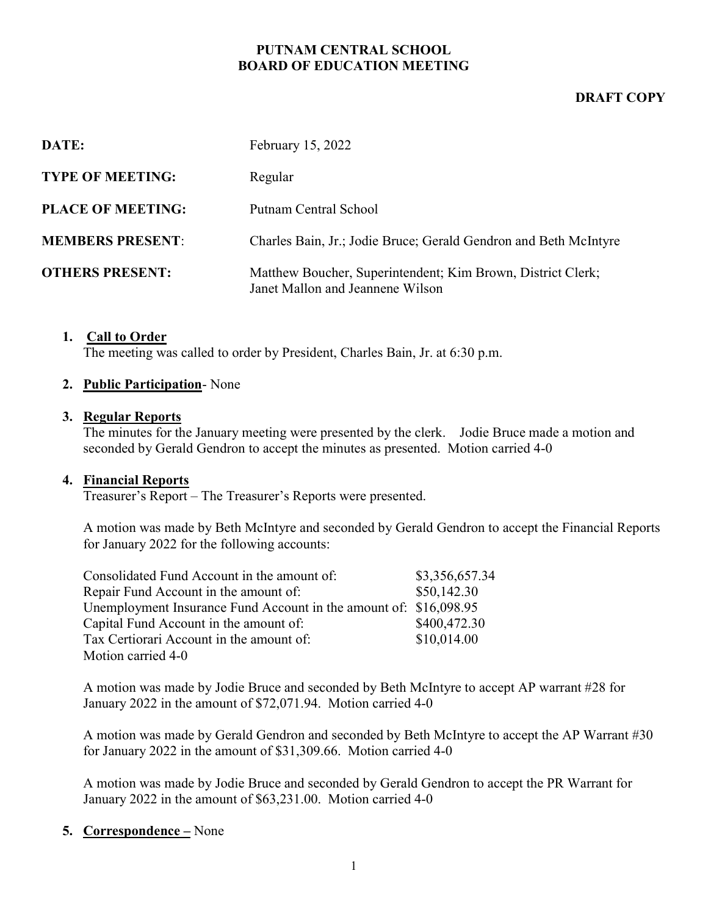# PUTNAM CENTRAL SCHOOL
# BOARD OF EDUCATION MEETING

**DRAFT COPY**

| | |
|---|---|
| **DATE:** | February 15, 2022 |
| **TYPE OF MEETING:** | Regular |
| **PLACE OF MEETING:** | Putnam Central School |
| **MEMBERS PRESENT**: | Charles Bain, Jr.; Jodie Bruce; Gerald Gendron and Beth McIntyre |
| **OTHERS PRESENT:** | Matthew Boucher, Superintendent; Kim Brown, District Clerk; Janet Mallon and Jeannene Wilson |

1. **Call to Order**
   The meeting was called to order by President, Charles Bain, Jr. at 6:30 p.m.

2. **Public Participation**- None

3. **Regular Reports**
   The minutes for the January meeting were presented by the clerk. Jodie Bruce made a motion and seconded by Gerald Gendron to accept the minutes as presented. Motion carried 4-0

4. **Financial Reports**
   Treasurer's Report – The Treasurer's Reports were presented.

   A motion was made by Beth McIntyre and seconded by Gerald Gendron to accept the Financial Reports for January 2022 for the following accounts:

   | | |
   |---|---|
   | Consolidated Fund Account in the amount of: | $3,356,657.34 |
   | Repair Fund Account in the amount of: | $50,142.30 |
   | Unemployment Insurance Fund Account in the amount of: | $16,098.95 |
   | Capital Fund Account in the amount of: | $400,472.30 |
   | Tax Certiorari Account in the amount of: | $10,014.00 |

   Motion carried 4-0

   A motion was made by Jodie Bruce and seconded by Beth McIntyre to accept AP warrant #28 for January 2022 in the amount of $72,071.94. Motion carried 4-0

   A motion was made by Gerald Gendron and seconded by Beth McIntyre to accept the AP Warrant #30 for January 2022 in the amount of $31,309.66. Motion carried 4-0

   A motion was made by Jodie Bruce and seconded by Gerald Gendron to accept the PR Warrant for January 2022 in the amount of $63,231.00. Motion carried 4-0

5. **Correspondence –** None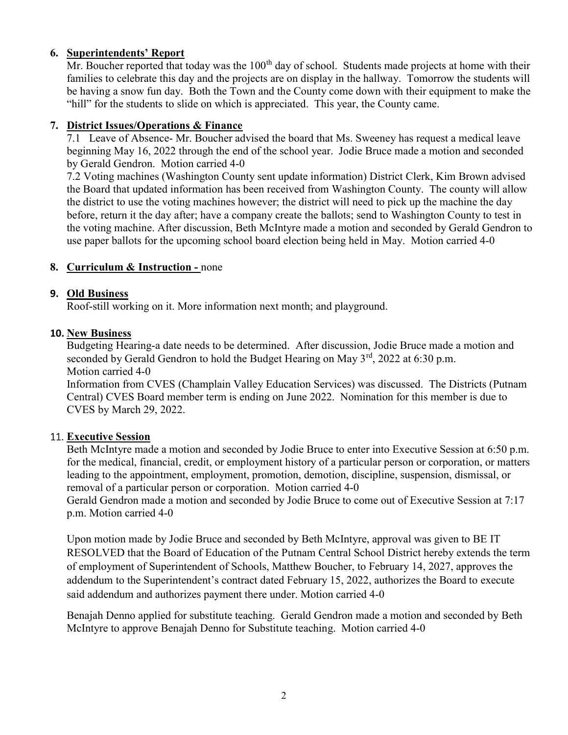**6. Superintendents' Report**

Mr. Boucher reported that today was the 100th day of school. Students made projects at home with their families to celebrate this day and the projects are on display in the hallway. Tomorrow the students will be having a snow fun day. Both the Town and the County come down with their equipment to make the "hill" for the students to slide on which is appreciated. This year, the County came.

**7. District Issues/Operations & Finance**

7.1 Leave of Absence- Mr. Boucher advised the board that Ms. Sweeney has request a medical leave beginning May 16, 2022 through the end of the school year. Jodie Bruce made a motion and seconded by Gerald Gendron. Motion carried 4-0

7.2 Voting machines (Washington County sent update information) District Clerk, Kim Brown advised the Board that updated information has been received from Washington County. The county will allow the district to use the voting machines however; the district will need to pick up the machine the day before, return it the day after; have a company create the ballots; send to Washington County to test in the voting machine. After discussion, Beth McIntyre made a motion and seconded by Gerald Gendron to use paper ballots for the upcoming school board election being held in May. Motion carried 4-0

**8. Curriculum & Instruction -** none

**9. Old Business**

Roof-still working on it. More information next month; and playground.

**10. New Business**

Budgeting Hearing-a date needs to be determined. After discussion, Jodie Bruce made a motion and seconded by Gerald Gendron to hold the Budget Hearing on May 3rd, 2022 at 6:30 p.m.
Motion carried 4-0

Information from CVES (Champlain Valley Education Services) was discussed. The Districts (Putnam Central) CVES Board member term is ending on June 2022. Nomination for this member is due to CVES by March 29, 2022.

11. **Executive Session**

Beth McIntyre made a motion and seconded by Jodie Bruce to enter into Executive Session at 6:50 p.m. for the medical, financial, credit, or employment history of a particular person or corporation, or matters leading to the appointment, employment, promotion, demotion, discipline, suspension, dismissal, or removal of a particular person or corporation. Motion carried 4-0

Gerald Gendron made a motion and seconded by Jodie Bruce to come out of Executive Session at 7:17 p.m. Motion carried 4-0

Upon motion made by Jodie Bruce and seconded by Beth McIntyre, approval was given to BE IT RESOLVED that the Board of Education of the Putnam Central School District hereby extends the term of employment of Superintendent of Schools, Matthew Boucher, to February 14, 2027, approves the addendum to the Superintendent's contract dated February 15, 2022, authorizes the Board to execute said addendum and authorizes payment there under. Motion carried 4-0

Benajah Denno applied for substitute teaching. Gerald Gendron made a motion and seconded by Beth McIntyre to approve Benajah Denno for Substitute teaching. Motion carried 4-0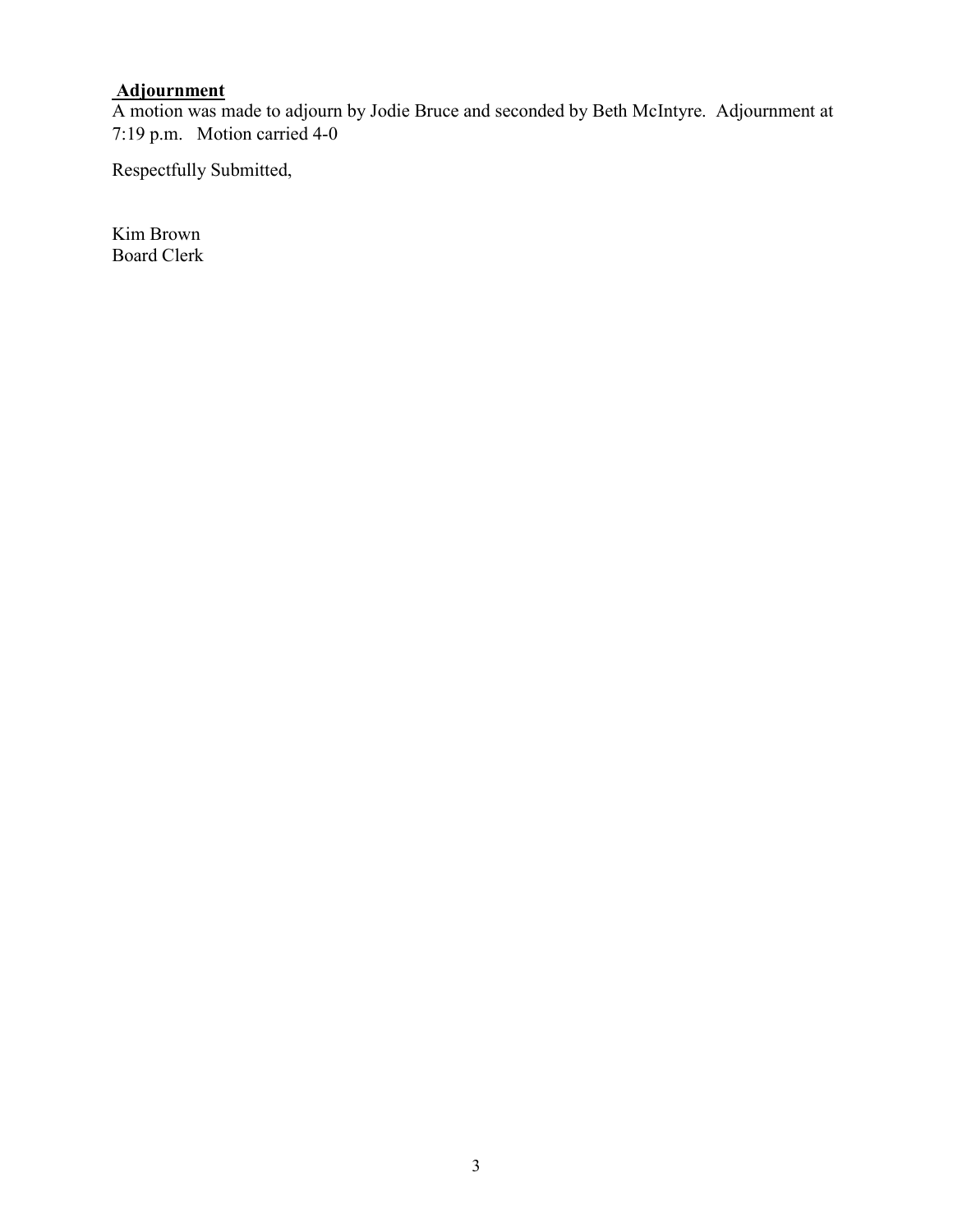**Adjournment**

A motion was made to adjourn by Jodie Bruce and seconded by Beth McIntyre. Adjournment at 7:19 p.m. Motion carried 4-0

Respectfully Submitted,

Kim Brown
Board Clerk